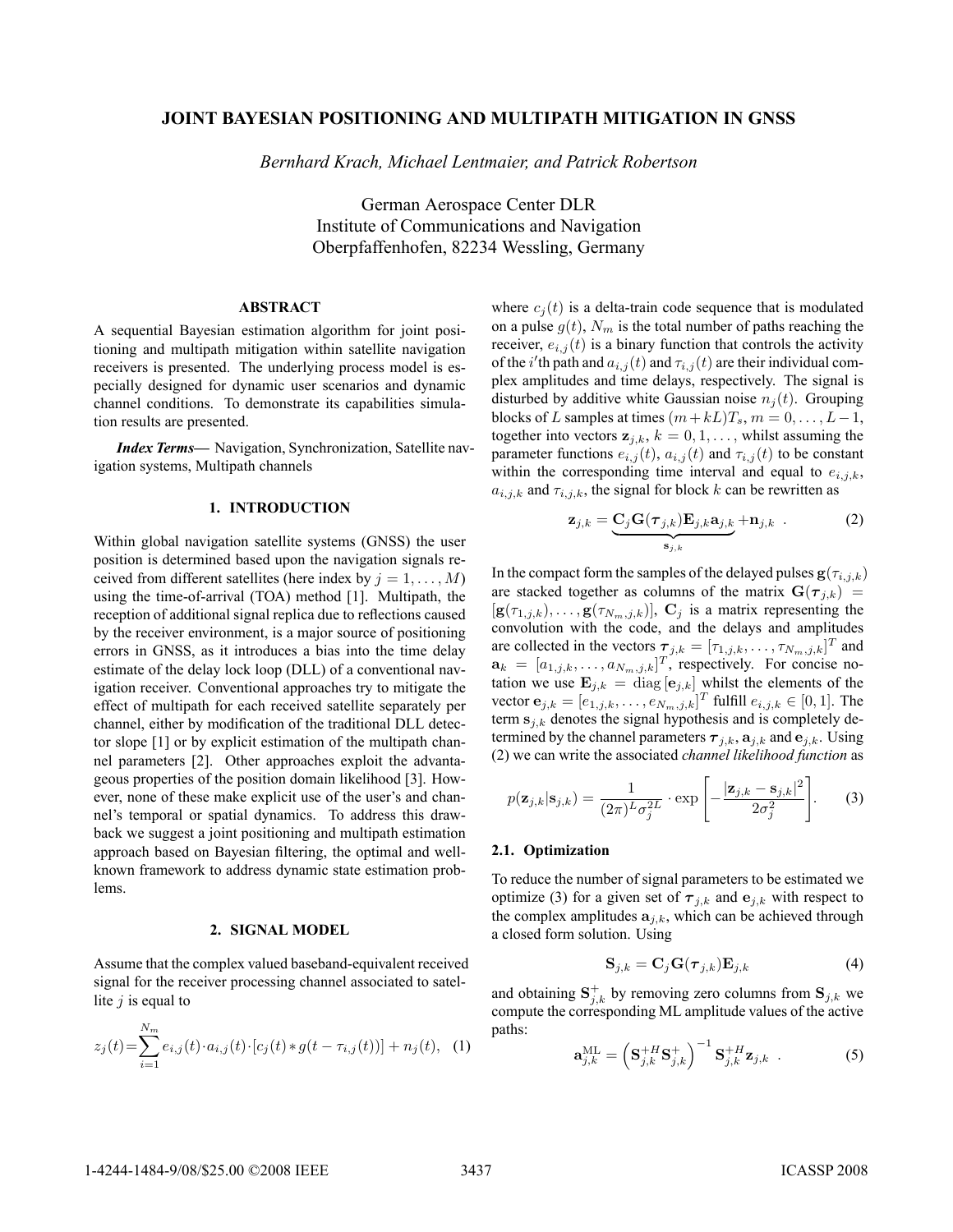# JOINT BAYESIAN POSITIONING AND MULTIPATH MITIGATION IN GNSS

*Bernhard Krach, Michael Lentmaier, and Patrick Robertson*

German Aerospace Center DLR
Institute of Communications and Navigation
Oberpfaffenhofen, 82234 Wessling, Germany

## ABSTRACT

A sequential Bayesian estimation algorithm for joint positioning and multipath mitigation within satellite navigation receivers is presented. The underlying process model is especially designed for dynamic user scenarios and dynamic channel conditions. To demonstrate its capabilities simulation results are presented.

***Index Terms*—** Navigation, Synchronization, Satellite navigation systems, Multipath channels

## 1. INTRODUCTION

Within global navigation satellite systems (GNSS) the user position is determined based upon the navigation signals received from different satellites (here index by $j = 1, \ldots, M$) using the time-of-arrival (TOA) method [1]. Multipath, the reception of additional signal replica due to reflections caused by the receiver environment, is a major source of positioning errors in GNSS, as it introduces a bias into the time delay estimate of the delay lock loop (DLL) of a conventional navigation receiver. Conventional approaches try to mitigate the effect of multipath for each received satellite separately per channel, either by modification of the traditional DLL detector slope [1] or by explicit estimation of the multipath channel parameters [2]. Other approaches exploit the advantageous properties of the position domain likelihood [3]. However, none of these make explicit use of the user's and channel's temporal or spatial dynamics. To address this drawback we suggest a joint positioning and multipath estimation approach based on Bayesian filtering, the optimal and well-known framework to address dynamic state estimation problems.

## 2. SIGNAL MODEL

Assume that the complex valued baseband-equivalent received signal for the receiver processing channel associated to satellite $j$ is equal to

$$z_j(t) = \sum_{i=1}^{N_m} e_{i,j}(t) \cdot a_{i,j}(t) \cdot [c_j(t) * g(t - \tau_{i,j}(t))] + n_j(t), \quad (1)$$

where $c_j(t)$ is a delta-train code sequence that is modulated on a pulse $g(t)$, $N_m$ is the total number of paths reaching the receiver, $e_{i,j}(t)$ is a binary function that controls the activity of the $i$'th path and $a_{i,j}(t)$ and $\tau_{i,j}(t)$ are their individual complex amplitudes and time delays, respectively. The signal is disturbed by additive white Gaussian noise $n_j(t)$. Grouping blocks of $L$ samples at times $(m + kL)T_s$, $m = 0, \ldots, L-1$, together into vectors $\mathbf{z}_{j,k}$, $k = 0, 1, \ldots$, whilst assuming the parameter functions $e_{i,j}(t)$, $a_{i,j}(t)$ and $\tau_{i,j}(t)$ to be constant within the corresponding time interval and equal to $e_{i,j,k}$, $a_{i,j,k}$ and $\tau_{i,j,k}$, the signal for block $k$ can be rewritten as

$$\mathbf{z}_{j,k} = \underbrace{\mathbf{C}_j \mathbf{G}(\boldsymbol{\tau}_{j,k}) \mathbf{E}_{j,k} \mathbf{a}_{j,k}}_{\mathbf{s}_{j,k}} + \mathbf{n}_{j,k} \ . \quad (2)$$

In the compact form the samples of the delayed pulses $\mathbf{g}(\tau_{i,j,k})$ are stacked together as columns of the matrix $\mathbf{G}(\boldsymbol{\tau}_{j,k}) = [\mathbf{g}(\tau_{1,j,k}), \ldots, \mathbf{g}(\tau_{N_m,j,k})]$, $\mathbf{C}_j$ is a matrix representing the convolution with the code, and the delays and amplitudes are collected in the vectors $\boldsymbol{\tau}_{j,k} = [\tau_{1,j,k}, \ldots, \tau_{N_m,j,k}]^T$ and $\mathbf{a}_k = [a_{1,j,k}, \ldots, a_{N_m,j,k}]^T$, respectively. For concise notation we use $\mathbf{E}_{j,k} = \text{diag}[\mathbf{e}_{j,k}]$ whilst the elements of the vector $\mathbf{e}_{j,k} = [e_{1,j,k}, \ldots, e_{N_m,j,k}]^T$ fulfill $e_{i,j,k} \in [0, 1]$. The term $\mathbf{s}_{j,k}$ denotes the signal hypothesis and is completely determined by the channel parameters $\boldsymbol{\tau}_{j,k}$, $\mathbf{a}_{j,k}$ and $\mathbf{e}_{j,k}$. Using (2) we can write the associated *channel likelihood function* as

$$p(\mathbf{z}_{j,k}|\mathbf{s}_{j,k}) = \frac{1}{(2\pi)^L \sigma_j^{2L}} \cdot \exp\left[-\frac{|\mathbf{z}_{j,k} - \mathbf{s}_{j,k}|^2}{2\sigma_j^2}\right]. \quad (3)$$

### 2.1. Optimization

To reduce the number of signal parameters to be estimated we optimize (3) for a given set of $\boldsymbol{\tau}_{j,k}$ and $\mathbf{e}_{j,k}$ with respect to the complex amplitudes $\mathbf{a}_{j,k}$, which can be achieved through a closed form solution. Using

$$\mathbf{S}_{j,k} = \mathbf{C}_j \mathbf{G}(\boldsymbol{\tau}_{j,k}) \mathbf{E}_{j,k} \quad (4)$$

and obtaining $\mathbf{S}_{j,k}^+$ by removing zero columns from $\mathbf{S}_{j,k}$ we compute the corresponding ML amplitude values of the active paths:

$$\mathbf{a}_{j,k}^{\text{ML}} = \left(\mathbf{S}_{j,k}^{+H} \mathbf{S}_{j,k}^+\right)^{-1} \mathbf{S}_{j,k}^{+H} \mathbf{z}_{j,k} \ . \quad (5)$$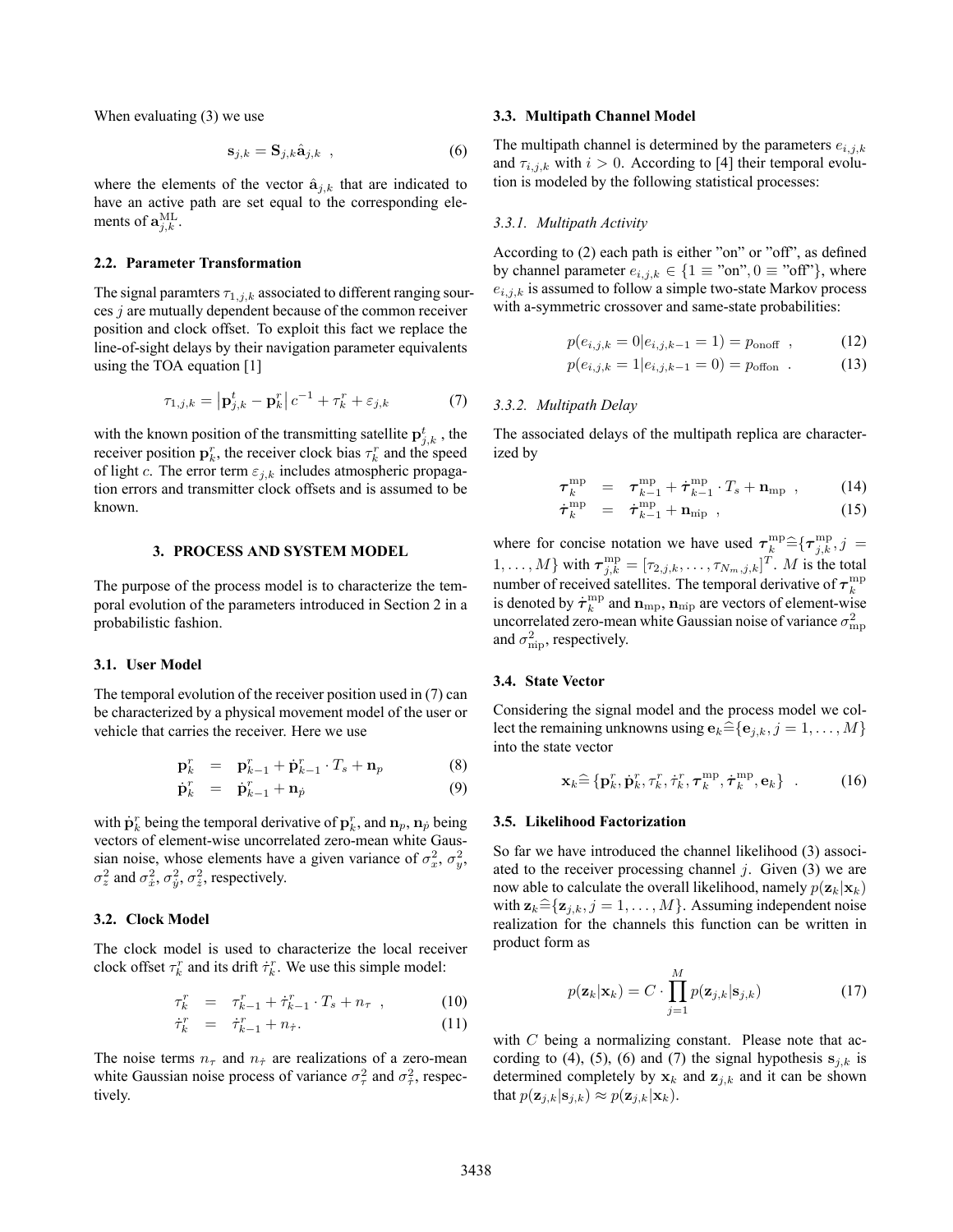When evaluating (3) we use

$$\mathbf{s}_{j,k} = \mathbf{S}_{j,k}\hat{\mathbf{a}}_{j,k} \ , \tag{6}$$

where the elements of the vector $\hat{\mathbf{a}}_{j,k}$ that are indicated to have an active path are set equal to the corresponding elements of $\mathbf{a}_{j,k}^{\mathrm{ML}}$.

### 2.2. Parameter Transformation

The signal paramters $\tau_{1,j,k}$ associated to different ranging sources $j$ are mutually dependent because of the common receiver position and clock offset. To exploit this fact we replace the line-of-sight delays by their navigation parameter equivalents using the TOA equation [1]

$$\tau_{1,j,k} = \left|\mathbf{p}_{j,k}^{t} - \mathbf{p}_{k}^{r}\right| c^{-1} + \tau_{k}^{r} + \varepsilon_{j,k} \tag{7}$$

with the known position of the transmitting satellite $\mathbf{p}_{j,k}^{t}$ , the receiver position $\mathbf{p}_{k}^{r}$, the receiver clock bias $\tau_{k}^{r}$ and the speed of light $c$. The error term $\varepsilon_{j,k}$ includes atmospheric propagation errors and transmitter clock offsets and is assumed to be known.

## 3. PROCESS AND SYSTEM MODEL

The purpose of the process model is to characterize the temporal evolution of the parameters introduced in Section 2 in a probabilistic fashion.

### 3.1. User Model

The temporal evolution of the receiver position used in (7) can be characterized by a physical movement model of the user or vehicle that carries the receiver. Here we use

$$\mathbf{p}_{k}^{r} = \mathbf{p}_{k-1}^{r} + \dot{\mathbf{p}}_{k-1}^{r} \cdot T_s + \mathbf{n}_p \tag{8}$$

$$\dot{\mathbf{p}}_{k}^{r} = \dot{\mathbf{p}}_{k-1}^{r} + \mathbf{n}_{\dot{p}} \tag{9}$$

with $\dot{\mathbf{p}}_{k}^{r}$ being the temporal derivative of $\mathbf{p}_{k}^{r}$, and $\mathbf{n}_p$, $\mathbf{n}_{\dot{p}}$ being vectors of element-wise uncorrelated zero-mean white Gaussian noise, whose elements have a given variance of $\sigma_x^2$, $\sigma_y^2$, $\sigma_z^2$ and $\sigma_{\dot{x}}^2$, $\sigma_{\dot{y}}^2$, $\sigma_{\dot{z}}^2$, respectively.

### 3.2. Clock Model

The clock model is used to characterize the local receiver clock offset $\tau_k^r$ and its drift $\dot{\tau}_k^r$. We use this simple model:

$$\tau_{k}^{r} = \tau_{k-1}^{r} + \dot{\tau}_{k-1}^{r} \cdot T_s + n_{\tau} \ , \tag{10}$$

$$\dot{\tau}_{k}^{r} = \dot{\tau}_{k-1}^{r} + n_{\dot{\tau}}. \tag{11}$$

The noise terms $n_{\tau}$ and $n_{\dot{\tau}}$ are realizations of a zero-mean white Gaussian noise process of variance $\sigma_{\tau}^2$ and $\sigma_{\dot{\tau}}^2$, respectively.

### 3.3. Multipath Channel Model

The multipath channel is determined by the parameters $e_{i,j,k}$ and $\tau_{i,j,k}$ with $i > 0$. According to [4] their temporal evolution is modeled by the following statistical processes:

#### 3.3.1. Multipath Activity

According to (2) each path is either "on" or "off", as defined by channel parameter $e_{i,j,k} \in \{1 \equiv \text{"on"}, 0 \equiv \text{"off"}\}$, where $e_{i,j,k}$ is assumed to follow a simple two-state Markov process with a-symmetric crossover and same-state probabilities:

$$p(e_{i,j,k} = 0 | e_{i,j,k-1} = 1) = p_{\mathrm{onoff}} \ , \tag{12}$$

$$p(e_{i,j,k} = 1 | e_{i,j,k-1} = 0) = p_{\mathrm{offon}} \ . \tag{13}$$

#### 3.3.2. Multipath Delay

The associated delays of the multipath replica are characterized by

$$\boldsymbol{\tau}_{k}^{\mathrm{mp}} = \boldsymbol{\tau}_{k-1}^{\mathrm{mp}} + \dot{\boldsymbol{\tau}}_{k-1}^{\mathrm{mp}} \cdot T_s + \mathbf{n}_{\mathrm{mp}} \ , \tag{14}$$

$$\dot{\boldsymbol{\tau}}_{k}^{\mathrm{mp}} = \dot{\boldsymbol{\tau}}_{k-1}^{\mathrm{mp}} + \mathbf{n}_{\mathrm{m\dot{p}}} \ , \tag{15}$$

where for concise notation we have used $\boldsymbol{\tau}_{k}^{\mathrm{mp}} \widehat{=} \{\boldsymbol{\tau}_{j,k}^{\mathrm{mp}}, j = 1, \ldots, M\}$ with $\boldsymbol{\tau}_{j,k}^{\mathrm{mp}} = [\tau_{2,j,k}, \ldots, \tau_{N_m,j,k}]^T$. $M$ is the total number of received satellites. The temporal derivative of $\boldsymbol{\tau}_{k}^{\mathrm{mp}}$ is denoted by $\dot{\boldsymbol{\tau}}_{k}^{\mathrm{mp}}$ and $\mathbf{n}_{\mathrm{mp}}$, $\mathbf{n}_{\mathrm{m\dot{p}}}$ are vectors of element-wise uncorrelated zero-mean white Gaussian noise of variance $\sigma_{\mathrm{mp}}^2$ and $\sigma_{\mathrm{m\dot{p}}}^2$, respectively.

### 3.4. State Vector

Considering the signal model and the process model we collect the remaining unknowns using $\mathbf{e}_k \widehat{=} \{\mathbf{e}_{j,k}, j = 1, \ldots, M\}$ into the state vector

$$\mathbf{x}_k \widehat{=} \{\mathbf{p}_k^r, \dot{\mathbf{p}}_k^r, \tau_k^r, \dot{\tau}_k^r, \boldsymbol{\tau}_k^{\mathrm{mp}}, \dot{\boldsymbol{\tau}}_k^{\mathrm{mp}}, \mathbf{e}_k\} \ . \tag{16}$$

### 3.5. Likelihood Factorization

So far we have introduced the channel likelihood (3) associated to the receiver processing channel $j$. Given (3) we are now able to calculate the overall likelihood, namely $p(\mathbf{z}_k|\mathbf{x}_k)$ with $\mathbf{z}_k \widehat{=} \{\mathbf{z}_{j,k}, j = 1, \ldots, M\}$. Assuming independent noise realization for the channels this function can be written in product form as

$$p(\mathbf{z}_k|\mathbf{x}_k) = C \cdot \prod_{j=1}^{M} p(\mathbf{z}_{j,k}|\mathbf{s}_{j,k}) \tag{17}$$

with $C$ being a normalizing constant. Please note that according to (4), (5), (6) and (7) the signal hypothesis $\mathbf{s}_{j,k}$ is determined completely by $\mathbf{x}_k$ and $\mathbf{z}_{j,k}$ and it can be shown that $p(\mathbf{z}_{j,k}|\mathbf{s}_{j,k}) \approx p(\mathbf{z}_{j,k}|\mathbf{x}_k)$.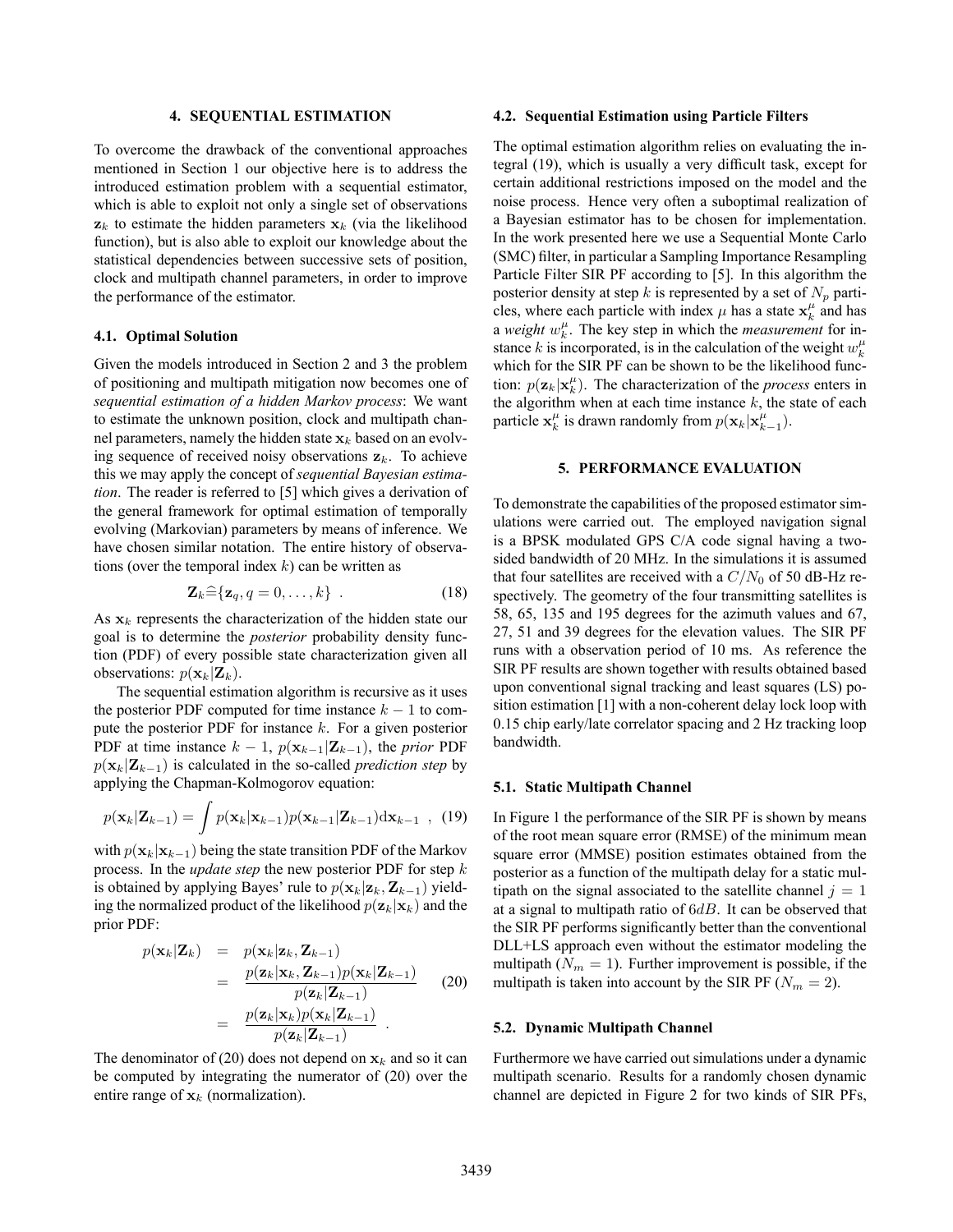## 4. SEQUENTIAL ESTIMATION

To overcome the drawback of the conventional approaches mentioned in Section 1 our objective here is to address the introduced estimation problem with a sequential estimator, which is able to exploit not only a single set of observations $\mathbf{z}_k$ to estimate the hidden parameters $\mathbf{x}_k$ (via the likelihood function), but is also able to exploit our knowledge about the statistical dependencies between successive sets of position, clock and multipath channel parameters, in order to improve the performance of the estimator.

### 4.1. Optimal Solution

Given the models introduced in Section 2 and 3 the problem of positioning and multipath mitigation now becomes one of *sequential estimation of a hidden Markov process*: We want to estimate the unknown position, clock and multipath channel parameters, namely the hidden state $\mathbf{x}_k$ based on an evolving sequence of received noisy observations $\mathbf{z}_k$. To achieve this we may apply the concept of *sequential Bayesian estimation*. The reader is referred to [5] which gives a derivation of the general framework for optimal estimation of temporally evolving (Markovian) parameters by means of inference. We have chosen similar notation. The entire history of observations (over the temporal index $k$) can be written as

$$\mathbf{Z}_k \widehat{=} \{\mathbf{z}_q, q = 0, \ldots, k\} \ . \tag{18}$$

As $\mathbf{x}_k$ represents the characterization of the hidden state our goal is to determine the *posterior* probability density function (PDF) of every possible state characterization given all observations: $p(\mathbf{x}_k|\mathbf{Z}_k)$.

The sequential estimation algorithm is recursive as it uses the posterior PDF computed for time instance $k-1$ to compute the posterior PDF for instance $k$. For a given posterior PDF at time instance $k-1$, $p(\mathbf{x}_{k-1}|\mathbf{Z}_{k-1})$, the *prior* PDF $p(\mathbf{x}_k|\mathbf{Z}_{k-1})$ is calculated in the so-called *prediction step* by applying the Chapman-Kolmogorov equation:

$$p(\mathbf{x}_k|\mathbf{Z}_{k-1}) = \int p(\mathbf{x}_k|\mathbf{x}_{k-1}) p(\mathbf{x}_{k-1}|\mathbf{Z}_{k-1}) \mathrm{d}\mathbf{x}_{k-1} \ , \tag{19}$$

with $p(\mathbf{x}_k|\mathbf{x}_{k-1})$ being the state transition PDF of the Markov process. In the *update step* the new posterior PDF for step $k$ is obtained by applying Bayes' rule to $p(\mathbf{x}_k|\mathbf{z}_k, \mathbf{Z}_{k-1})$ yielding the normalized product of the likelihood $p(\mathbf{z}_k|\mathbf{x}_k)$ and the prior PDF:

$$\begin{aligned} p(\mathbf{x}_k|\mathbf{Z}_k) &= p(\mathbf{x}_k|\mathbf{z}_k, \mathbf{Z}_{k-1}) \\ &= \frac{p(\mathbf{z}_k|\mathbf{x}_k, \mathbf{Z}_{k-1}) p(\mathbf{x}_k|\mathbf{Z}_{k-1})}{p(\mathbf{z}_k|\mathbf{Z}_{k-1})} \\ &= \frac{p(\mathbf{z}_k|\mathbf{x}_k) p(\mathbf{x}_k|\mathbf{Z}_{k-1})}{p(\mathbf{z}_k|\mathbf{Z}_{k-1})} \ . \end{aligned} \tag{20}$$

The denominator of (20) does not depend on $\mathbf{x}_k$ and so it can be computed by integrating the numerator of (20) over the entire range of $\mathbf{x}_k$ (normalization).

### 4.2. Sequential Estimation using Particle Filters

The optimal estimation algorithm relies on evaluating the integral (19), which is usually a very difficult task, except for certain additional restrictions imposed on the model and the noise process. Hence very often a suboptimal realization of a Bayesian estimator has to be chosen for implementation. In the work presented here we use a Sequential Monte Carlo (SMC) filter, in particular a Sampling Importance Resampling Particle Filter SIR PF according to [5]. In this algorithm the posterior density at step $k$ is represented by a set of $N_p$ particles, where each particle with index $\mu$ has a state $\mathbf{x}_k^\mu$ and has a *weight* $w_k^\mu$. The key step in which the *measurement* for instance $k$ is incorporated, is in the calculation of the weight $w_k^\mu$ which for the SIR PF can be shown to be the likelihood function: $p(\mathbf{z}_k|\mathbf{x}_k^\mu)$. The characterization of the *process* enters in the algorithm when at each time instance $k$, the state of each particle $\mathbf{x}_k^\mu$ is drawn randomly from $p(\mathbf{x}_k|\mathbf{x}_{k-1}^\mu)$.

## 5. PERFORMANCE EVALUATION

To demonstrate the capabilities of the proposed estimator simulations were carried out. The employed navigation signal is a BPSK modulated GPS C/A code signal having a two-sided bandwidth of 20 MHz. In the simulations it is assumed that four satellites are received with a $C/N_0$ of 50 dB-Hz respectively. The geometry of the four transmitting satellites is 58, 65, 135 and 195 degrees for the azimuth values and 67, 27, 51 and 39 degrees for the elevation values. The SIR PF runs with a observation period of 10 ms. As reference the SIR PF results are shown together with results obtained based upon conventional signal tracking and least squares (LS) position estimation [1] with a non-coherent delay lock loop with 0.15 chip early/late correlator spacing and 2 Hz tracking loop bandwidth.

### 5.1. Static Multipath Channel

In Figure 1 the performance of the SIR PF is shown by means of the root mean square error (RMSE) of the minimum mean square error (MMSE) position estimates obtained from the posterior as a function of the multipath delay for a static multipath on the signal associated to the satellite channel $j = 1$ at a signal to multipath ratio of $6dB$. It can be observed that the SIR PF performs significantly better than the conventional DLL+LS approach even without the estimator modeling the multipath ($N_m = 1$). Further improvement is possible, if the multipath is taken into account by the SIR PF ($N_m = 2$).

### 5.2. Dynamic Multipath Channel

Furthermore we have carried out simulations under a dynamic multipath scenario. Results for a randomly chosen dynamic channel are depicted in Figure 2 for two kinds of SIR PFs,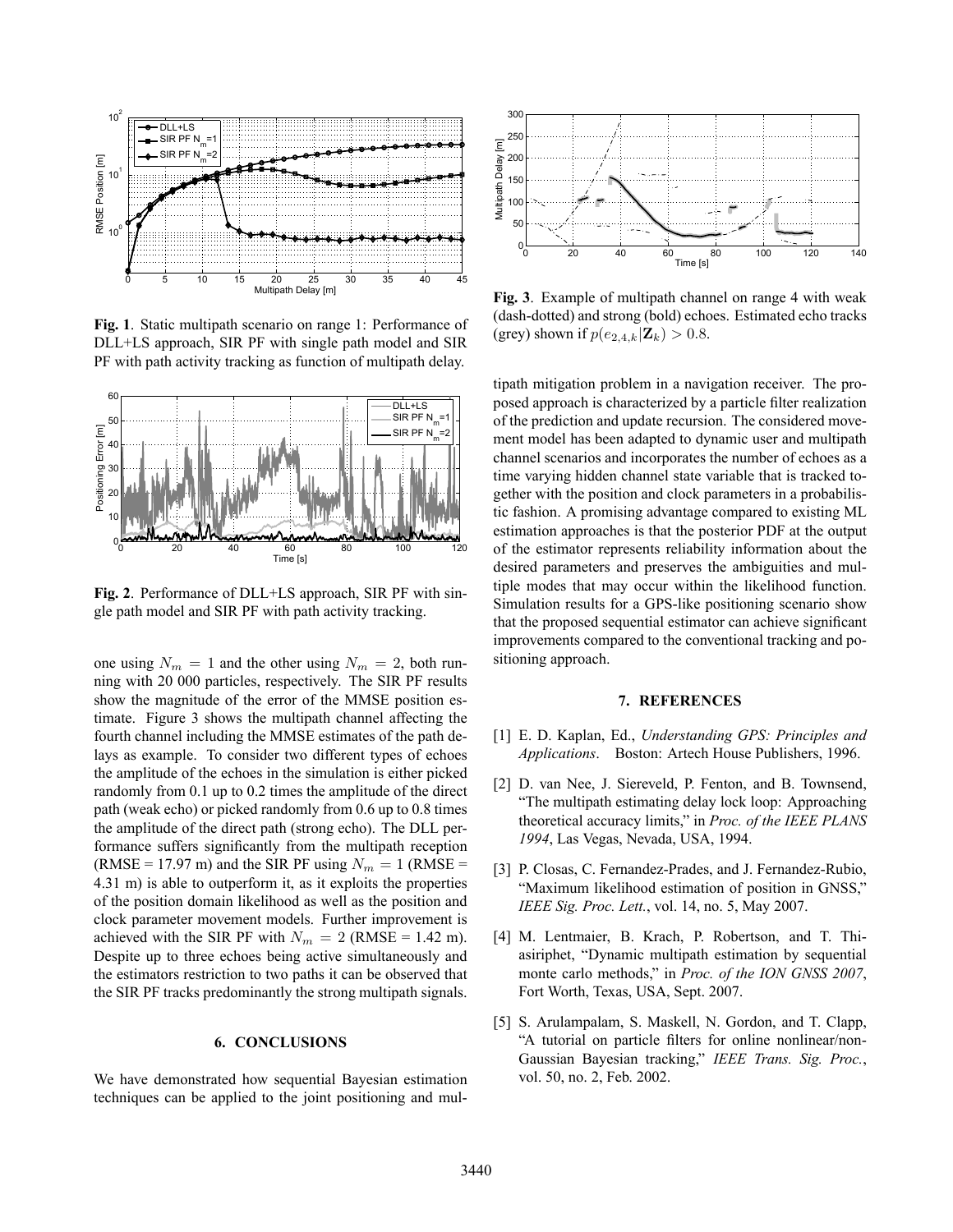$10^2$

DLL+LS

SIR PF $N_m$=1

SIR PF $N_m$=2

RMSE Position [m]

$10^1$

$10^0$

0 5 10 15 20 25 30 35 40 45

Multipath Delay [m]

**Fig. 1**. Static multipath scenario on range 1: Performance of DLL+LS approach, SIR PF with single path model and SIR PF with path activity tracking as function of multipath delay.

60

50

40

30

20

10

0

Positioning Error [m]

DLL+LS

SIR PF $N_m$=1

SIR PF $N_m$=2

0 20 40 60 80 100 120

Time [s]

**Fig. 2**. Performance of DLL+LS approach, SIR PF with single path model and SIR PF with path activity tracking.

one using $N_m = 1$ and the other using $N_m = 2$, both running with 20 000 particles, respectively. The SIR PF results show the magnitude of the error of the MMSE position estimate. Figure 3 shows the multipath channel affecting the fourth channel including the MMSE estimates of the path delays as example. To consider two different types of echoes the amplitude of the echoes in the simulation is either picked randomly from 0.1 up to 0.2 times the amplitude of the direct path (weak echo) or picked randomly from 0.6 up to 0.8 times the amplitude of the direct path (strong echo). The DLL performance suffers significantly from the multipath reception (RMSE = 17.97 m) and the SIR PF using $N_m = 1$ (RMSE = 4.31 m) is able to outperform it, as it exploits the properties of the position domain likelihood as well as the position and clock parameter movement models. Further improvement is achieved with the SIR PF with $N_m = 2$ (RMSE = 1.42 m). Despite up to three echoes being active simultaneously and the estimators restriction to two paths it can be observed that the SIR PF tracks predominantly the strong multipath signals.

## 6. CONCLUSIONS

We have demonstrated how sequential Bayesian estimation techniques can be applied to the joint positioning and multipath mitigation problem in a navigation receiver. The proposed approach is characterized by a particle filter realization of the prediction and update recursion. The considered movement model has been adapted to dynamic user and multipath channel scenarios and incorporates the number of echoes as a time varying hidden channel state variable that is tracked together with the position and clock parameters in a probabilistic fashion. A promising advantage compared to existing ML estimation approaches is that the posterior PDF at the output of the estimator represents reliability information about the desired parameters and preserves the ambiguities and multiple modes that may occur within the likelihood function. Simulation results for a GPS-like positioning scenario show that the proposed sequential estimator can achieve significant improvements compared to the conventional tracking and positioning approach.

300

250

200

150

100

50

0

Multipath Delay [m]

0 20 40 60 80 100 120 140

Time [s]

**Fig. 3**. Example of multipath channel on range 4 with weak (dash-dotted) and strong (bold) echoes. Estimated echo tracks (grey) shown if $p(e_{2,4,k}|\mathbf{Z}_k) > 0.8$.

## 7. REFERENCES

[1] E. D. Kaplan, Ed., *Understanding GPS: Principles and Applications*. Boston: Artech House Publishers, 1996.

[2] D. van Nee, J. Siereveld, P. Fenton, and B. Townsend, "The multipath estimating delay lock loop: Approaching theoretical accuracy limits," in *Proc. of the IEEE PLANS 1994*, Las Vegas, Nevada, USA, 1994.

[3] P. Closas, C. Fernandez-Prades, and J. Fernandez-Rubio, "Maximum likelihood estimation of position in GNSS," *IEEE Sig. Proc. Lett.*, vol. 14, no. 5, May 2007.

[4] M. Lentmaier, B. Krach, P. Robertson, and T. Thiasiriphet, "Dynamic multipath estimation by sequential monte carlo methods," in *Proc. of the ION GNSS 2007*, Fort Worth, Texas, USA, Sept. 2007.

[5] S. Arulampalam, S. Maskell, N. Gordon, and T. Clapp, "A tutorial on particle filters for online nonlinear/non-Gaussian Bayesian tracking," *IEEE Trans. Sig. Proc.*, vol. 50, no. 2, Feb. 2002.